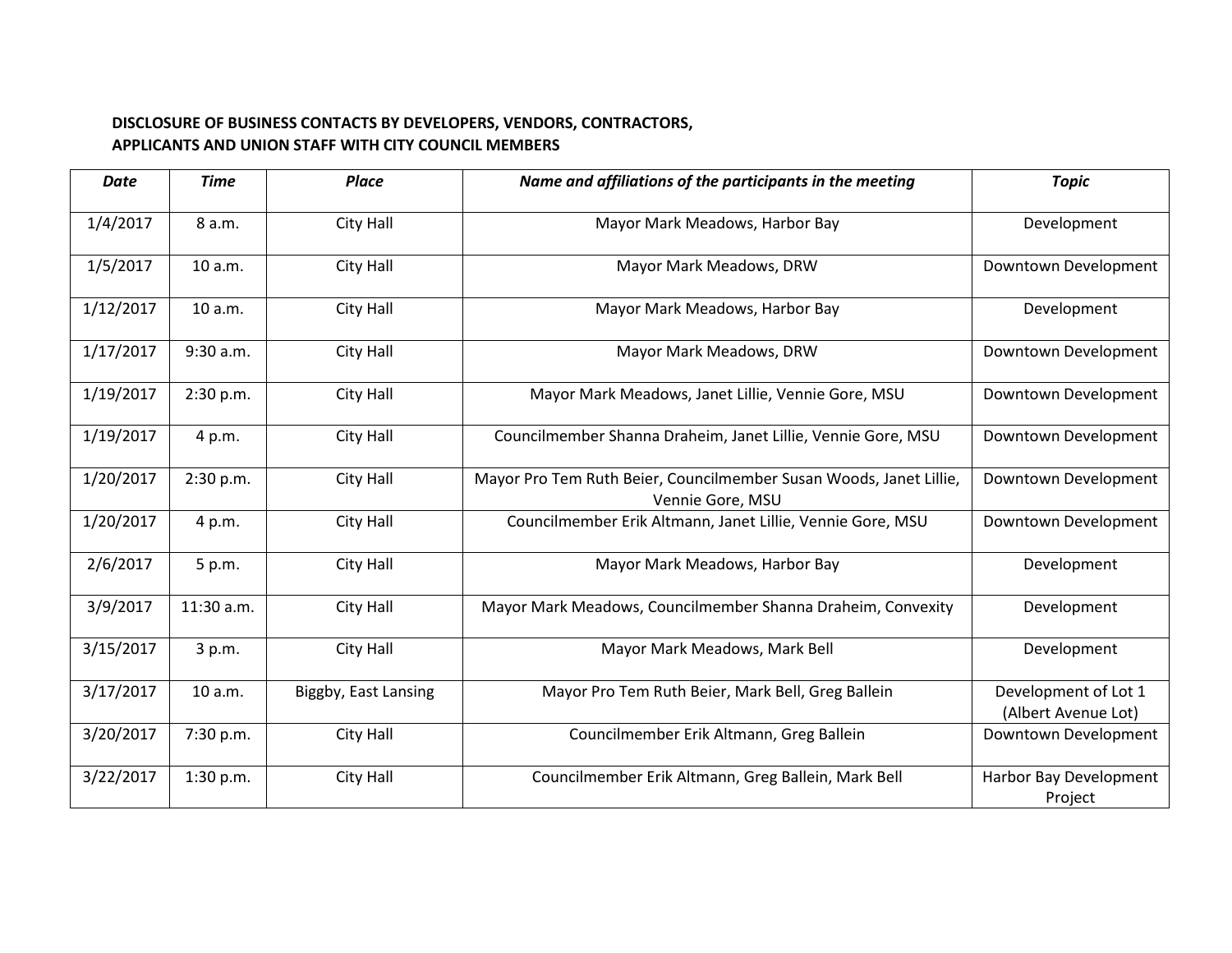**DISCLOSURE OF BUSINESS CONTACTS BY DEVELOPERS, VENDORS, CONTRACTORS, APPLICANTS AND UNION STAFF WITH CITY COUNCIL MEMBERS**

| *Date* | *Time* | *Place* | *Name and affiliations of the participants in the meeting* | *Topic* |
|---|---|---|---|---|
| 1/4/2017 | 8 a.m. | City Hall | Mayor Mark Meadows, Harbor Bay | Development |
| 1/5/2017 | 10 a.m. | City Hall | Mayor Mark Meadows, DRW | Downtown Development |
| 1/12/2017 | 10 a.m. | City Hall | Mayor Mark Meadows, Harbor Bay | Development |
| 1/17/2017 | 9:30 a.m. | City Hall | Mayor Mark Meadows, DRW | Downtown Development |
| 1/19/2017 | 2:30 p.m. | City Hall | Mayor Mark Meadows, Janet Lillie, Vennie Gore, MSU | Downtown Development |
| 1/19/2017 | 4 p.m. | City Hall | Councilmember Shanna Draheim, Janet Lillie, Vennie Gore, MSU | Downtown Development |
| 1/20/2017 | 2:30 p.m. | City Hall | Mayor Pro Tem Ruth Beier, Councilmember Susan Woods, Janet Lillie, Vennie Gore, MSU | Downtown Development |
| 1/20/2017 | 4 p.m. | City Hall | Councilmember Erik Altmann, Janet Lillie, Vennie Gore, MSU | Downtown Development |
| 2/6/2017 | 5 p.m. | City Hall | Mayor Mark Meadows, Harbor Bay | Development |
| 3/9/2017 | 11:30 a.m. | City Hall | Mayor Mark Meadows, Councilmember Shanna Draheim, Convexity | Development |
| 3/15/2017 | 3 p.m. | City Hall | Mayor Mark Meadows, Mark Bell | Development |
| 3/17/2017 | 10 a.m. | Biggby, East Lansing | Mayor Pro Tem Ruth Beier, Mark Bell, Greg Ballein | Development of Lot 1 (Albert Avenue Lot) |
| 3/20/2017 | 7:30 p.m. | City Hall | Councilmember Erik Altmann, Greg Ballein | Downtown Development |
| 3/22/2017 | 1:30 p.m. | City Hall | Councilmember Erik Altmann, Greg Ballein, Mark Bell | Harbor Bay Development Project |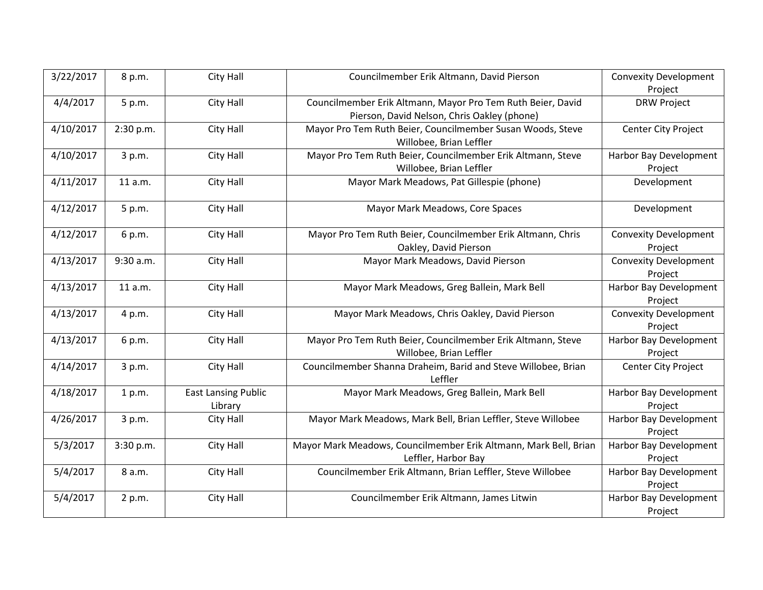| 3/22/2017 | 8 p.m. | City Hall | Councilmember Erik Altmann, David Pierson | Convexity Development Project |
|---|---|---|---|---|
| 4/4/2017 | 5 p.m. | City Hall | Councilmember Erik Altmann, Mayor Pro Tem Ruth Beier, David Pierson, David Nelson, Chris Oakley (phone) | DRW Project |
| 4/10/2017 | 2:30 p.m. | City Hall | Mayor Pro Tem Ruth Beier, Councilmember Susan Woods, Steve Willobee, Brian Leffler | Center City Project |
| 4/10/2017 | 3 p.m. | City Hall | Mayor Pro Tem Ruth Beier, Councilmember Erik Altmann, Steve Willobee, Brian Leffler | Harbor Bay Development Project |
| 4/11/2017 | 11 a.m. | City Hall | Mayor Mark Meadows, Pat Gillespie (phone) | Development |
| 4/12/2017 | 5 p.m. | City Hall | Mayor Mark Meadows, Core Spaces | Development |
| 4/12/2017 | 6 p.m. | City Hall | Mayor Pro Tem Ruth Beier, Councilmember Erik Altmann, Chris Oakley, David Pierson | Convexity Development Project |
| 4/13/2017 | 9:30 a.m. | City Hall | Mayor Mark Meadows, David Pierson | Convexity Development Project |
| 4/13/2017 | 11 a.m. | City Hall | Mayor Mark Meadows, Greg Ballein, Mark Bell | Harbor Bay Development Project |
| 4/13/2017 | 4 p.m. | City Hall | Mayor Mark Meadows, Chris Oakley, David Pierson | Convexity Development Project |
| 4/13/2017 | 6 p.m. | City Hall | Mayor Pro Tem Ruth Beier, Councilmember Erik Altmann, Steve Willobee, Brian Leffler | Harbor Bay Development Project |
| 4/14/2017 | 3 p.m. | City Hall | Councilmember Shanna Draheim, Barid and Steve Willobee, Brian Leffler | Center City Project |
| 4/18/2017 | 1 p.m. | East Lansing Public Library | Mayor Mark Meadows, Greg Ballein, Mark Bell | Harbor Bay Development Project |
| 4/26/2017 | 3 p.m. | City Hall | Mayor Mark Meadows, Mark Bell, Brian Leffler, Steve Willobee | Harbor Bay Development Project |
| 5/3/2017 | 3:30 p.m. | City Hall | Mayor Mark Meadows, Councilmember Erik Altmann, Mark Bell, Brian Leffler, Harbor Bay | Harbor Bay Development Project |
| 5/4/2017 | 8 a.m. | City Hall | Councilmember Erik Altmann, Brian Leffler, Steve Willobee | Harbor Bay Development Project |
| 5/4/2017 | 2 p.m. | City Hall | Councilmember Erik Altmann, James Litwin | Harbor Bay Development Project |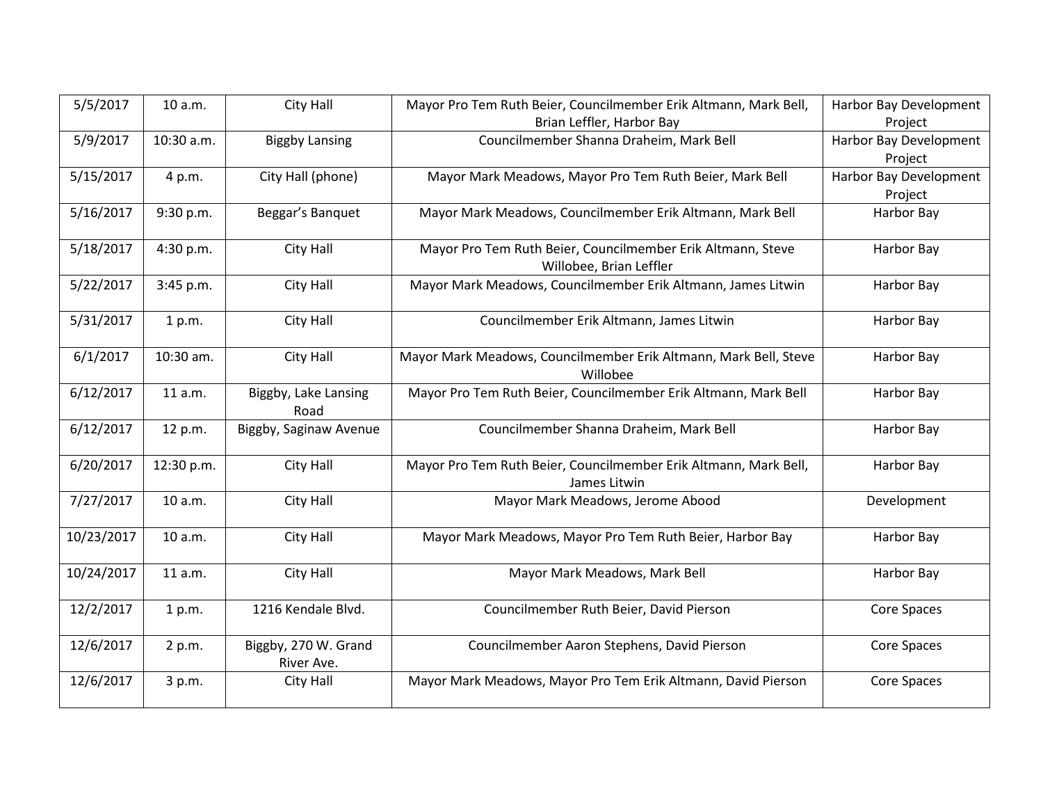| | | | | |
|---|---|---|---|---|
| 5/5/2017 | 10 a.m. | City Hall | Mayor Pro Tem Ruth Beier, Councilmember Erik Altmann, Mark Bell, Brian Leffler, Harbor Bay | Harbor Bay Development Project |
| 5/9/2017 | 10:30 a.m. | Biggby Lansing | Councilmember Shanna Draheim, Mark Bell | Harbor Bay Development Project |
| 5/15/2017 | 4 p.m. | City Hall (phone) | Mayor Mark Meadows, Mayor Pro Tem Ruth Beier, Mark Bell | Harbor Bay Development Project |
| 5/16/2017 | 9:30 p.m. | Beggar's Banquet | Mayor Mark Meadows, Councilmember Erik Altmann, Mark Bell | Harbor Bay |
| 5/18/2017 | 4:30 p.m. | City Hall | Mayor Pro Tem Ruth Beier, Councilmember Erik Altmann, Steve Willobee, Brian Leffler | Harbor Bay |
| 5/22/2017 | 3:45 p.m. | City Hall | Mayor Mark Meadows, Councilmember Erik Altmann, James Litwin | Harbor Bay |
| 5/31/2017 | 1 p.m. | City Hall | Councilmember Erik Altmann, James Litwin | Harbor Bay |
| 6/1/2017 | 10:30 am. | City Hall | Mayor Mark Meadows, Councilmember Erik Altmann, Mark Bell, Steve Willobee | Harbor Bay |
| 6/12/2017 | 11 a.m. | Biggby, Lake Lansing Road | Mayor Pro Tem Ruth Beier, Councilmember Erik Altmann, Mark Bell | Harbor Bay |
| 6/12/2017 | 12 p.m. | Biggby, Saginaw Avenue | Councilmember Shanna Draheim, Mark Bell | Harbor Bay |
| 6/20/2017 | 12:30 p.m. | City Hall | Mayor Pro Tem Ruth Beier, Councilmember Erik Altmann, Mark Bell, James Litwin | Harbor Bay |
| 7/27/2017 | 10 a.m. | City Hall | Mayor Mark Meadows, Jerome Abood | Development |
| 10/23/2017 | 10 a.m. | City Hall | Mayor Mark Meadows, Mayor Pro Tem Ruth Beier, Harbor Bay | Harbor Bay |
| 10/24/2017 | 11 a.m. | City Hall | Mayor Mark Meadows, Mark Bell | Harbor Bay |
| 12/2/2017 | 1 p.m. | 1216 Kendale Blvd. | Councilmember Ruth Beier, David Pierson | Core Spaces |
| 12/6/2017 | 2 p.m. | Biggby, 270 W. Grand River Ave. | Councilmember Aaron Stephens, David Pierson | Core Spaces |
| 12/6/2017 | 3 p.m. | City Hall | Mayor Mark Meadows, Mayor Pro Tem Erik Altmann, David Pierson | Core Spaces |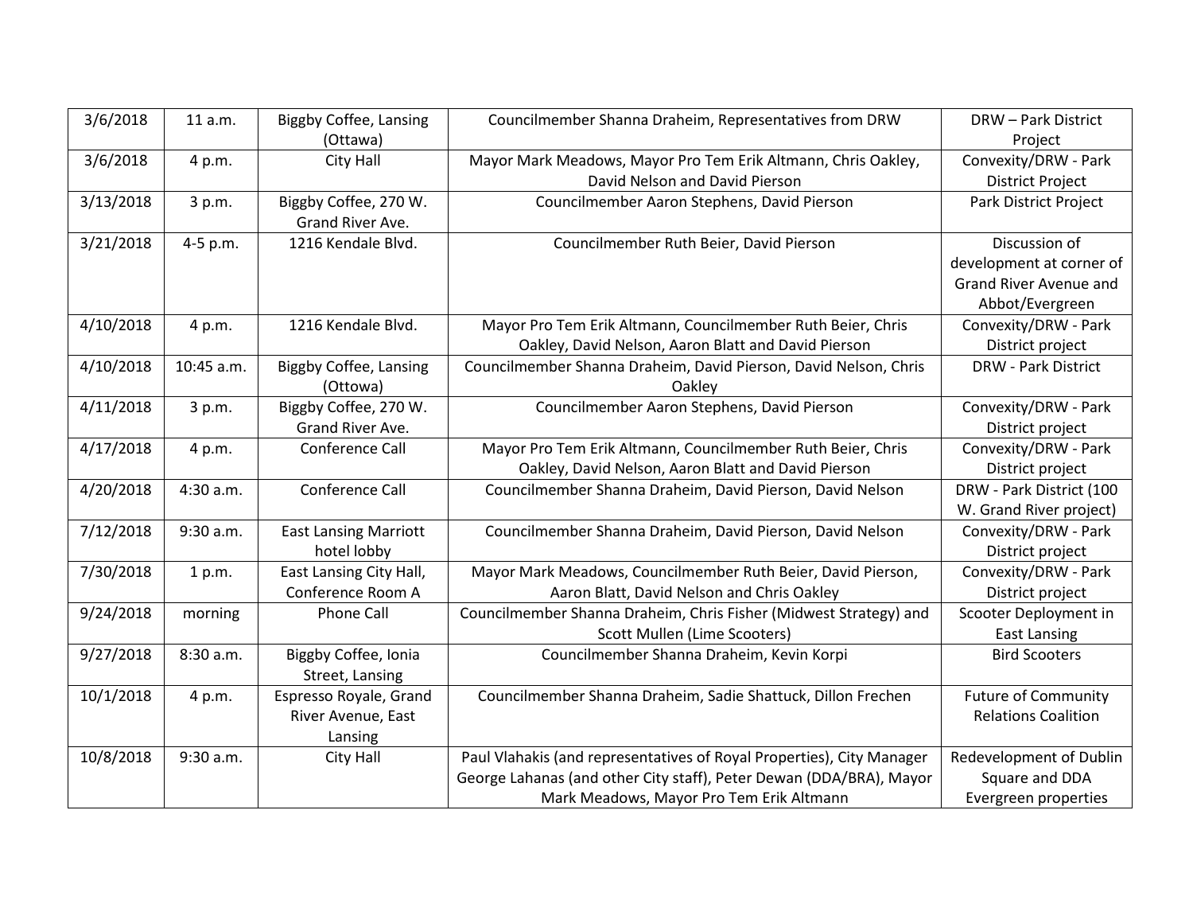| 3/6/2018 | 11 a.m. | Biggby Coffee, Lansing (Ottawa) | Councilmember Shanna Draheim, Representatives from DRW | DRW – Park District Project |
|---|---|---|---|---|
| 3/6/2018 | 4 p.m. | City Hall | Mayor Mark Meadows, Mayor Pro Tem Erik Altmann, Chris Oakley, David Nelson and David Pierson | Convexity/DRW - Park District Project |
| 3/13/2018 | 3 p.m. | Biggby Coffee, 270 W. Grand River Ave. | Councilmember Aaron Stephens, David Pierson | Park District Project |
| 3/21/2018 | 4-5 p.m. | 1216 Kendale Blvd. | Councilmember Ruth Beier, David Pierson | Discussion of development at corner of Grand River Avenue and Abbot/Evergreen |
| 4/10/2018 | 4 p.m. | 1216 Kendale Blvd. | Mayor Pro Tem Erik Altmann, Councilmember Ruth Beier, Chris Oakley, David Nelson, Aaron Blatt and David Pierson | Convexity/DRW - Park District project |
| 4/10/2018 | 10:45 a.m. | Biggby Coffee, Lansing (Ottowa) | Councilmember Shanna Draheim, David Pierson, David Nelson, Chris Oakley | DRW - Park District |
| 4/11/2018 | 3 p.m. | Biggby Coffee, 270 W. Grand River Ave. | Councilmember Aaron Stephens, David Pierson | Convexity/DRW - Park District project |
| 4/17/2018 | 4 p.m. | Conference Call | Mayor Pro Tem Erik Altmann, Councilmember Ruth Beier, Chris Oakley, David Nelson, Aaron Blatt and David Pierson | Convexity/DRW - Park District project |
| 4/20/2018 | 4:30 a.m. | Conference Call | Councilmember Shanna Draheim, David Pierson, David Nelson | DRW - Park District (100 W. Grand River project) |
| 7/12/2018 | 9:30 a.m. | East Lansing Marriott hotel lobby | Councilmember Shanna Draheim, David Pierson, David Nelson | Convexity/DRW - Park District project |
| 7/30/2018 | 1 p.m. | East Lansing City Hall, Conference Room A | Mayor Mark Meadows, Councilmember Ruth Beier, David Pierson, Aaron Blatt, David Nelson and Chris Oakley | Convexity/DRW - Park District project |
| 9/24/2018 | morning | Phone Call | Councilmember Shanna Draheim, Chris Fisher (Midwest Strategy) and Scott Mullen (Lime Scooters) | Scooter Deployment in East Lansing |
| 9/27/2018 | 8:30 a.m. | Biggby Coffee, Ionia Street, Lansing | Councilmember Shanna Draheim, Kevin Korpi | Bird Scooters |
| 10/1/2018 | 4 p.m. | Espresso Royale, Grand River Avenue, East Lansing | Councilmember Shanna Draheim, Sadie Shattuck, Dillon Frechen | Future of Community Relations Coalition |
| 10/8/2018 | 9:30 a.m. | City Hall | Paul Vlahakis (and representatives of Royal Properties), City Manager George Lahanas (and other City staff), Peter Dewan (DDA/BRA), Mayor Mark Meadows, Mayor Pro Tem Erik Altmann | Redevelopment of Dublin Square and DDA Evergreen properties |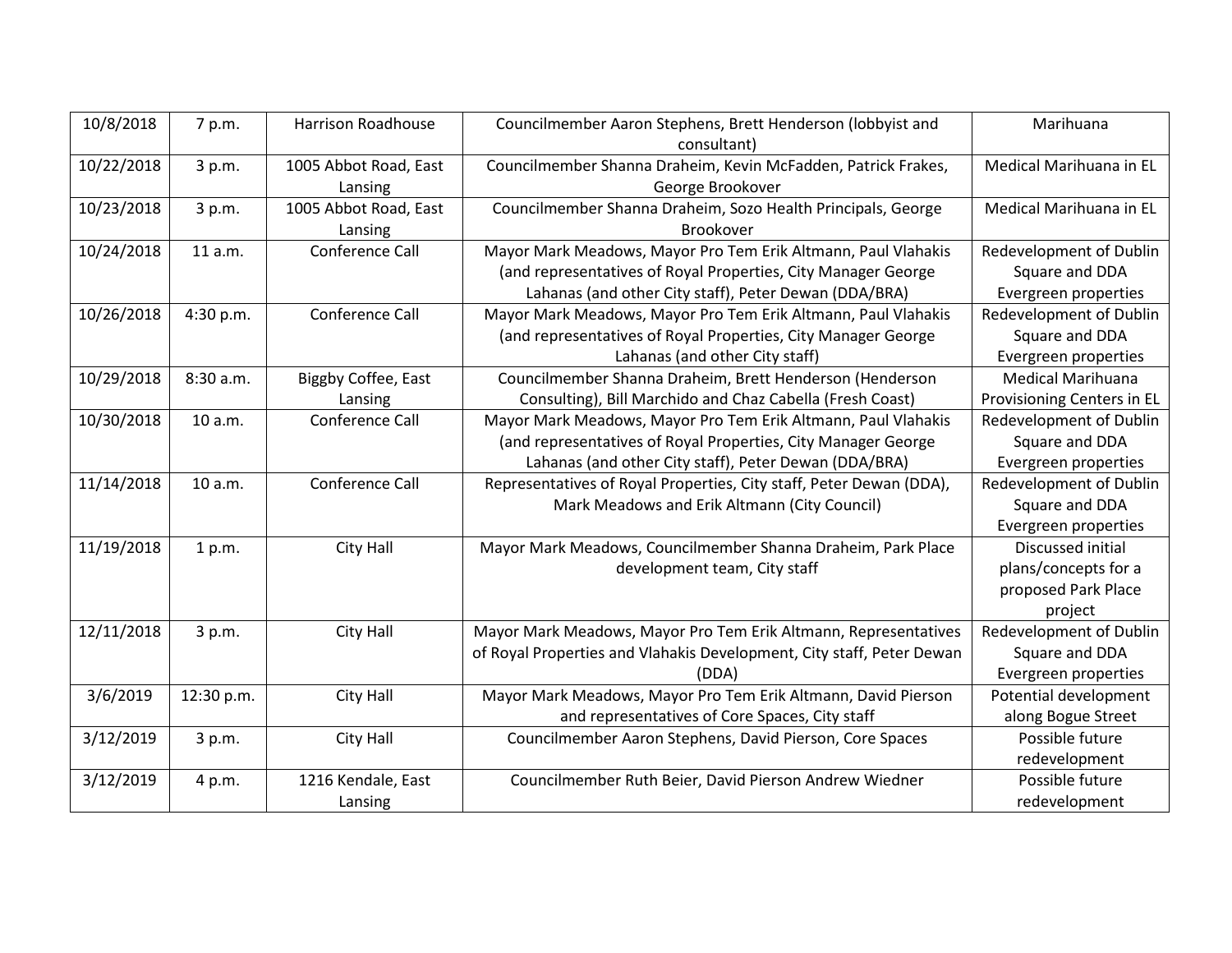| 10/8/2018 | 7 p.m. | Harrison Roadhouse | Councilmember Aaron Stephens, Brett Henderson (lobbyist and consultant) | Marihuana |
|---|---|---|---|---|
| 10/22/2018 | 3 p.m. | 1005 Abbot Road, East Lansing | Councilmember Shanna Draheim, Kevin McFadden, Patrick Frakes, George Brookover | Medical Marihuana in EL |
| 10/23/2018 | 3 p.m. | 1005 Abbot Road, East Lansing | Councilmember Shanna Draheim, Sozo Health Principals, George Brookover | Medical Marihuana in EL |
| 10/24/2018 | 11 a.m. | Conference Call | Mayor Mark Meadows, Mayor Pro Tem Erik Altmann, Paul Vlahakis (and representatives of Royal Properties, City Manager George Lahanas (and other City staff), Peter Dewan (DDA/BRA) | Redevelopment of Dublin Square and DDA Evergreen properties |
| 10/26/2018 | 4:30 p.m. | Conference Call | Mayor Mark Meadows, Mayor Pro Tem Erik Altmann, Paul Vlahakis (and representatives of Royal Properties, City Manager George Lahanas (and other City staff) | Redevelopment of Dublin Square and DDA Evergreen properties |
| 10/29/2018 | 8:30 a.m. | Biggby Coffee, East Lansing | Councilmember Shanna Draheim, Brett Henderson (Henderson Consulting), Bill Marchido and Chaz Cabella (Fresh Coast) | Medical Marihuana Provisioning Centers in EL |
| 10/30/2018 | 10 a.m. | Conference Call | Mayor Mark Meadows, Mayor Pro Tem Erik Altmann, Paul Vlahakis (and representatives of Royal Properties, City Manager George Lahanas (and other City staff), Peter Dewan (DDA/BRA) | Redevelopment of Dublin Square and DDA Evergreen properties |
| 11/14/2018 | 10 a.m. | Conference Call | Representatives of Royal Properties, City staff, Peter Dewan (DDA), Mark Meadows and Erik Altmann (City Council) | Redevelopment of Dublin Square and DDA Evergreen properties |
| 11/19/2018 | 1 p.m. | City Hall | Mayor Mark Meadows, Councilmember Shanna Draheim, Park Place development team, City staff | Discussed initial plans/concepts for a proposed Park Place project |
| 12/11/2018 | 3 p.m. | City Hall | Mayor Mark Meadows, Mayor Pro Tem Erik Altmann, Representatives of Royal Properties and Vlahakis Development, City staff, Peter Dewan (DDA) | Redevelopment of Dublin Square and DDA Evergreen properties |
| 3/6/2019 | 12:30 p.m. | City Hall | Mayor Mark Meadows, Mayor Pro Tem Erik Altmann, David Pierson and representatives of Core Spaces, City staff | Potential development along Bogue Street |
| 3/12/2019 | 3 p.m. | City Hall | Councilmember Aaron Stephens, David Pierson, Core Spaces | Possible future redevelopment |
| 3/12/2019 | 4 p.m. | 1216 Kendale, East Lansing | Councilmember Ruth Beier, David Pierson Andrew Wiedner | Possible future redevelopment |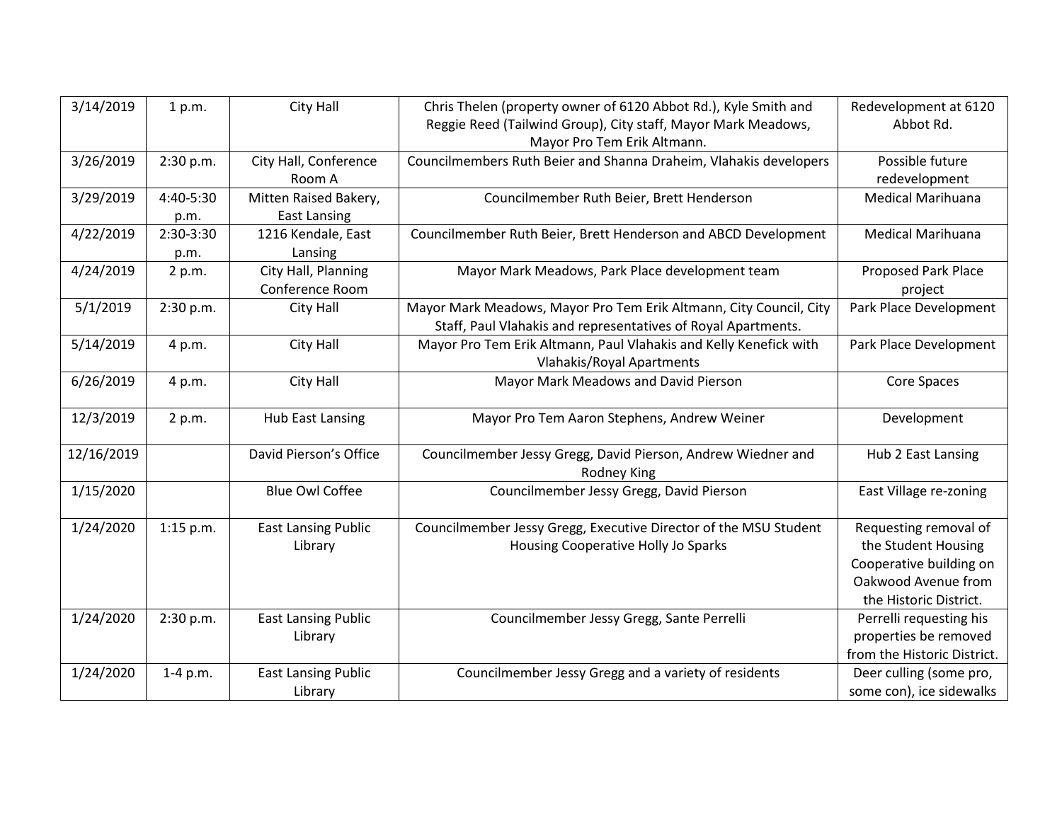| 3/14/2019 | 1 p.m. | City Hall | Chris Thelen (property owner of 6120 Abbot Rd.), Kyle Smith and Reggie Reed (Tailwind Group), City staff, Mayor Mark Meadows, Mayor Pro Tem Erik Altmann. | Redevelopment at 6120 Abbot Rd. |
|---|---|---|---|---|
| 3/26/2019 | 2:30 p.m. | City Hall, Conference Room A | Councilmembers Ruth Beier and Shanna Draheim, Vlahakis developers | Possible future redevelopment |
| 3/29/2019 | 4:40-5:30 p.m. | Mitten Raised Bakery, East Lansing | Councilmember Ruth Beier, Brett Henderson | Medical Marihuana |
| 4/22/2019 | 2:30-3:30 p.m. | 1216 Kendale, East Lansing | Councilmember Ruth Beier, Brett Henderson and ABCD Development | Medical Marihuana |
| 4/24/2019 | 2 p.m. | City Hall, Planning Conference Room | Mayor Mark Meadows, Park Place development team | Proposed Park Place project |
| 5/1/2019 | 2:30 p.m. | City Hall | Mayor Mark Meadows, Mayor Pro Tem Erik Altmann, City Council, City Staff, Paul Vlahakis and representatives of Royal Apartments. | Park Place Development |
| 5/14/2019 | 4 p.m. | City Hall | Mayor Pro Tem Erik Altmann, Paul Vlahakis and Kelly Kenefick with Vlahakis/Royal Apartments | Park Place Development |
| 6/26/2019 | 4 p.m. | City Hall | Mayor Mark Meadows and David Pierson | Core Spaces |
| 12/3/2019 | 2 p.m. | Hub East Lansing | Mayor Pro Tem Aaron Stephens, Andrew Weiner | Development |
| 12/16/2019 | | David Pierson's Office | Councilmember Jessy Gregg, David Pierson, Andrew Wiedner and Rodney King | Hub 2 East Lansing |
| 1/15/2020 | | Blue Owl Coffee | Councilmember Jessy Gregg, David Pierson | East Village re-zoning |
| 1/24/2020 | 1:15 p.m. | East Lansing Public Library | Councilmember Jessy Gregg, Executive Director of the MSU Student Housing Cooperative Holly Jo Sparks | Requesting removal of the Student Housing Cooperative building on Oakwood Avenue from the Historic District. |
| 1/24/2020 | 2:30 p.m. | East Lansing Public Library | Councilmember Jessy Gregg, Sante Perrelli | Perrelli requesting his properties be removed from the Historic District. |
| 1/24/2020 | 1-4 p.m. | East Lansing Public Library | Councilmember Jessy Gregg and a variety of residents | Deer culling (some pro, some con), ice sidewalks |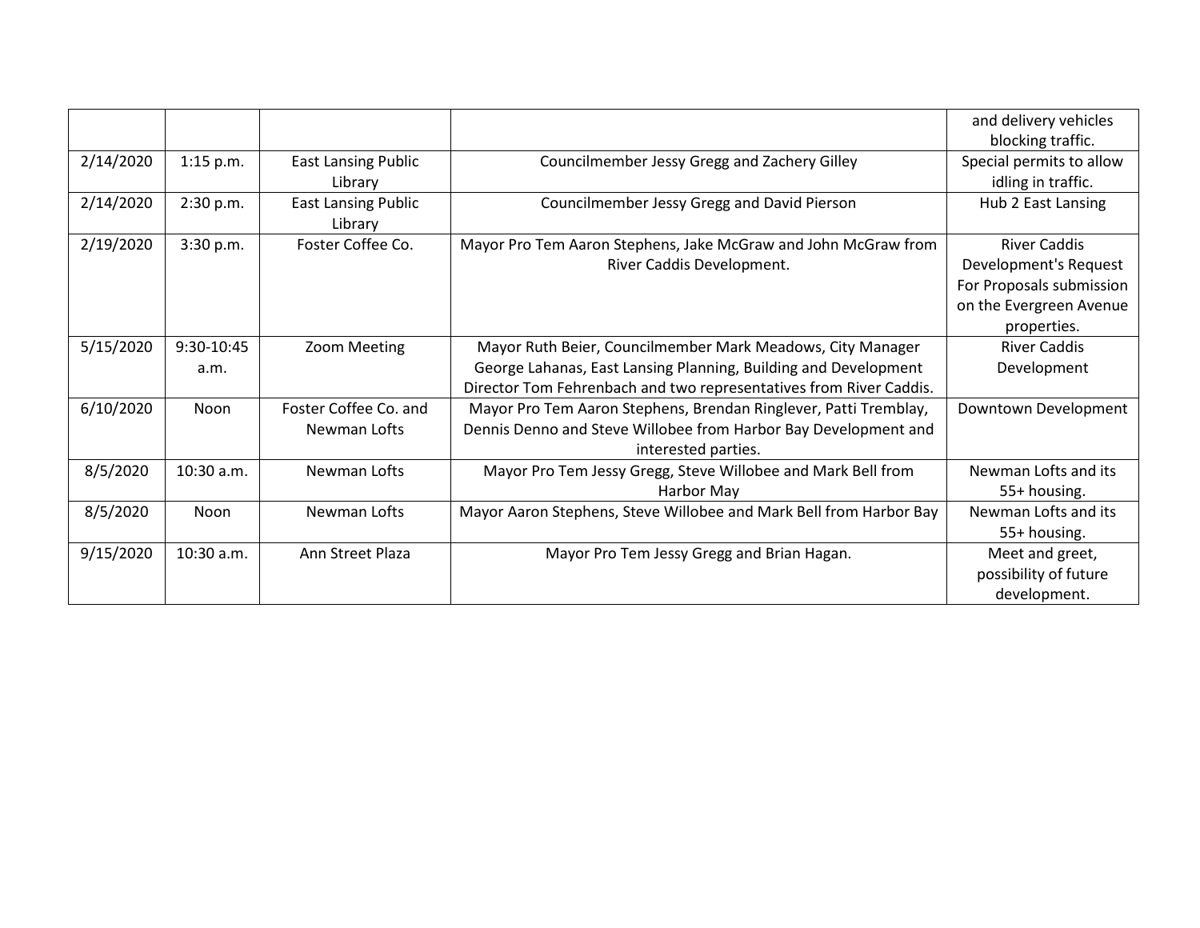| | | | | |
|---|---|---|---|---|
| | | | | and delivery vehicles blocking traffic. |
| 2/14/2020 | 1:15 p.m. | East Lansing Public Library | Councilmember Jessy Gregg and Zachery Gilley | Special permits to allow idling in traffic. |
| 2/14/2020 | 2:30 p.m. | East Lansing Public Library | Councilmember Jessy Gregg and David Pierson | Hub 2 East Lansing |
| 2/19/2020 | 3:30 p.m. | Foster Coffee Co. | Mayor Pro Tem Aaron Stephens, Jake McGraw and John McGraw from River Caddis Development. | River Caddis Development's Request For Proposals submission on the Evergreen Avenue properties. |
| 5/15/2020 | 9:30-10:45 a.m. | Zoom Meeting | Mayor Ruth Beier, Councilmember Mark Meadows, City Manager George Lahanas, East Lansing Planning, Building and Development Director Tom Fehrenbach and two representatives from River Caddis. | River Caddis Development |
| 6/10/2020 | Noon | Foster Coffee Co. and Newman Lofts | Mayor Pro Tem Aaron Stephens, Brendan Ringlever, Patti Tremblay, Dennis Denno and Steve Willobee from Harbor Bay Development and interested parties. | Downtown Development |
| 8/5/2020 | 10:30 a.m. | Newman Lofts | Mayor Pro Tem Jessy Gregg, Steve Willobee and Mark Bell from Harbor May | Newman Lofts and its 55+ housing. |
| 8/5/2020 | Noon | Newman Lofts | Mayor Aaron Stephens, Steve Willobee and Mark Bell from Harbor Bay | Newman Lofts and its 55+ housing. |
| 9/15/2020 | 10:30 a.m. | Ann Street Plaza | Mayor Pro Tem Jessy Gregg and Brian Hagan. | Meet and greet, possibility of future development. |